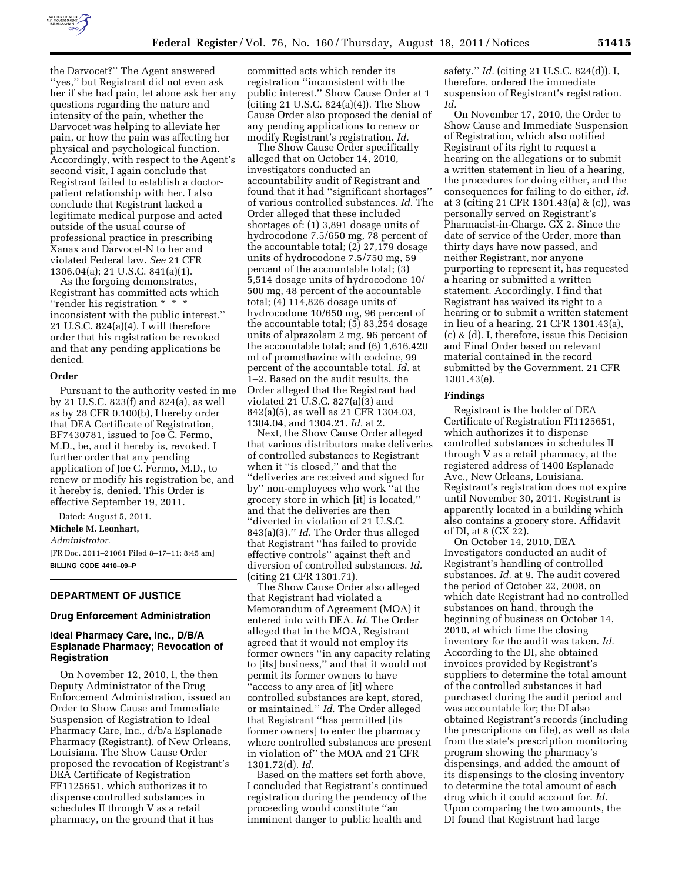the Darvocet?'' The Agent answered ''yes,'' but Registrant did not even ask her if she had pain, let alone ask her any questions regarding the nature and intensity of the pain, whether the Darvocet was helping to alleviate her pain, or how the pain was affecting her physical and psychological function. Accordingly, with respect to the Agent's second visit, I again conclude that Registrant failed to establish a doctor-patient relationship with her. I also conclude that Registrant lacked a legitimate medical purpose and acted outside of the usual course of professional practice in prescribing Xanax and Darvocet-N to her and violated Federal law. *See* 21 CFR 1306.04(a); 21 U.S.C. 841(a)(1).

As the forgoing demonstrates, Registrant has committed acts which ''render his registration * * * inconsistent with the public interest.'' 21 U.S.C. 824(a)(4). I will therefore order that his registration be revoked and that any pending applications be denied.

## Order

Pursuant to the authority vested in me by 21 U.S.C. 823(f) and 824(a), as well as by 28 CFR 0.100(b), I hereby order that DEA Certificate of Registration, BF7430781, issued to Joe C. Fermo, M.D., be, and it hereby is, revoked. I further order that any pending application of Joe C. Fermo, M.D., to renew or modify his registration be, and it hereby is, denied. This Order is effective September 19, 2011.

Dated: August 5, 2011.

**Michele M. Leonhart,**

*Administrator.*

[FR Doc. 2011–21061 Filed 8–17–11; 8:45 am]

**BILLING CODE 4410–09–P**

## DEPARTMENT OF JUSTICE

### Drug Enforcement Administration

### Ideal Pharmacy Care, Inc., D/B/A Esplanade Pharmacy; Revocation of Registration

On November 12, 2010, I, the then Deputy Administrator of the Drug Enforcement Administration, issued an Order to Show Cause and Immediate Suspension of Registration to Ideal Pharmacy Care, Inc., d/b/a Esplanade Pharmacy (Registrant), of New Orleans, Louisiana. The Show Cause Order proposed the revocation of Registrant's DEA Certificate of Registration FF1125651, which authorizes it to dispense controlled substances in schedules II through V as a retail pharmacy, on the ground that it has committed acts which render its registration ''inconsistent with the public interest.'' Show Cause Order at 1 (citing 21 U.S.C. 824(a)(4)). The Show Cause Order also proposed the denial of any pending applications to renew or modify Registrant's registration. *Id.*

The Show Cause Order specifically alleged that on October 14, 2010, investigators conducted an accountability audit of Registrant and found that it had ''significant shortages'' of various controlled substances. *Id.* The Order alleged that these included shortages of: (1) 3,891 dosage units of hydrocodone 7.5/650 mg, 78 percent of the accountable total; (2) 27,179 dosage units of hydrocodone 7.5/750 mg, 59 percent of the accountable total; (3) 5,514 dosage units of hydrocodone 10/500 mg, 48 percent of the accountable total; (4) 114,826 dosage units of hydrocodone 10/650 mg, 96 percent of the accountable total; (5) 83,254 dosage units of alprazolam 2 mg, 96 percent of the accountable total; and (6) 1,616,420 ml of promethazine with codeine, 99 percent of the accountable total. *Id.* at 1–2. Based on the audit results, the Order alleged that the Registrant had violated 21 U.S.C. 827(a)(3) and 842(a)(5), as well as 21 CFR 1304.03, 1304.04, and 1304.21. *Id.* at 2.

Next, the Show Cause Order alleged that various distributors make deliveries of controlled substances to Registrant when it ''is closed,'' and that the ''deliveries are received and signed for by'' non-employees who work ''at the grocery store in which [it] is located,'' and that the deliveries are then ''diverted in violation of 21 U.S.C. 843(a)(3).'' *Id.* The Order thus alleged that Registrant ''has failed to provide effective controls'' against theft and diversion of controlled substances. *Id.* (citing 21 CFR 1301.71).

The Show Cause Order also alleged that Registrant had violated a Memorandum of Agreement (MOA) it entered into with DEA. *Id.* The Order alleged that in the MOA, Registrant agreed that it would not employ its former owners ''in any capacity relating to [its] business,'' and that it would not permit its former owners to have ''access to any area of [it] where controlled substances are kept, stored, or maintained.'' *Id.* The Order alleged that Registrant ''has permitted [its former owners] to enter the pharmacy where controlled substances are present in violation of'' the MOA and 21 CFR 1301.72(d). *Id.*

Based on the matters set forth above, I concluded that Registrant's continued registration during the pendency of the proceeding would constitute ''an imminent danger to public health and safety.'' *Id.* (citing 21 U.S.C. 824(d)). I, therefore, ordered the immediate suspension of Registrant's registration. *Id.*

On November 17, 2010, the Order to Show Cause and Immediate Suspension of Registration, which also notified Registrant of its right to request a hearing on the allegations or to submit a written statement in lieu of a hearing, the procedures for doing either, and the consequences for failing to do either, *id.* at 3 (citing 21 CFR 1301.43(a) & (c)), was personally served on Registrant's Pharmacist-in-Charge. GX 2. Since the date of service of the Order, more than thirty days have now passed, and neither Registrant, nor anyone purporting to represent it, has requested a hearing or submitted a written statement. Accordingly, I find that Registrant has waived its right to a hearing or to submit a written statement in lieu of a hearing. 21 CFR 1301.43(a), (c) & (d). I, therefore, issue this Decision and Final Order based on relevant material contained in the record submitted by the Government. 21 CFR 1301.43(e).

## Findings

Registrant is the holder of DEA Certificate of Registration FI1125651, which authorizes it to dispense controlled substances in schedules II through V as a retail pharmacy, at the registered address of 1400 Esplanade Ave., New Orleans, Louisiana. Registrant's registration does not expire until November 30, 2011. Registrant is apparently located in a building which also contains a grocery store. Affidavit of DI, at 8 (GX 22).

On October 14, 2010, DEA Investigators conducted an audit of Registrant's handling of controlled substances. *Id.* at 9. The audit covered the period of October 22, 2008, on which date Registrant had no controlled substances on hand, through the beginning of business on October 14, 2010, at which time the closing inventory for the audit was taken. *Id.* According to the DI, she obtained invoices provided by Registrant's suppliers to determine the total amount of the controlled substances it had purchased during the audit period and was accountable for; the DI also obtained Registrant's records (including the prescriptions on file), as well as data from the state's prescription monitoring program showing the pharmacy's dispensings, and added the amount of its dispensings to the closing inventory to determine the total amount of each drug which it could account for. *Id.* Upon comparing the two amounts, the DI found that Registrant had large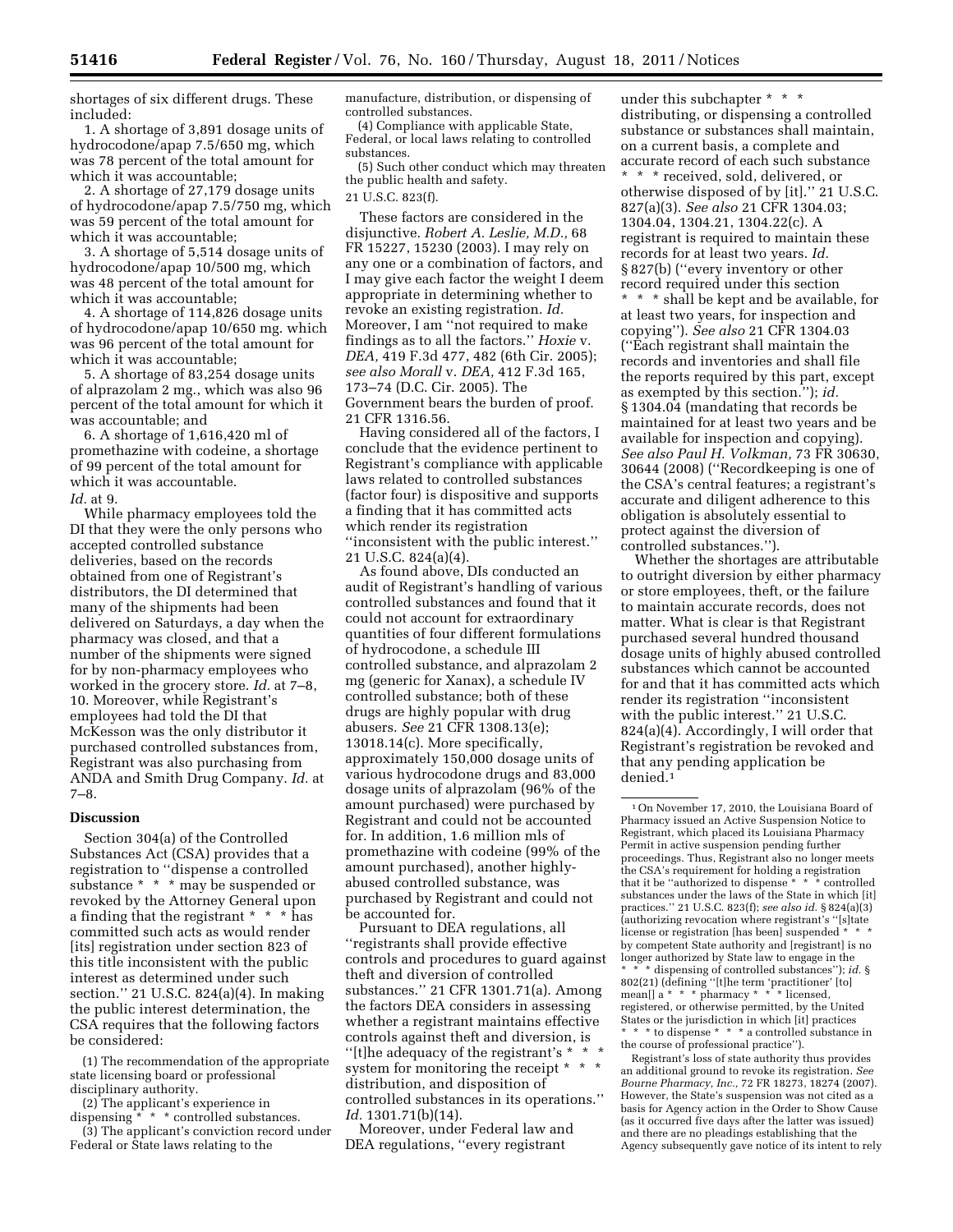shortages of six different drugs. These included:

1. A shortage of 3,891 dosage units of hydrocodone/apap 7.5/650 mg, which was 78 percent of the total amount for which it was accountable;
2. A shortage of 27,179 dosage units of hydrocodone/apap 7.5/750 mg, which was 59 percent of the total amount for which it was accountable;
3. A shortage of 5,514 dosage units of hydrocodone/apap 10/500 mg, which was 48 percent of the total amount for which it was accountable;
4. A shortage of 114,826 dosage units of hydrocodone/apap 10/650 mg. which was 96 percent of the total amount for which it was accountable;
5. A shortage of 83,254 dosage units of alprazolam 2 mg., which was also 96 percent of the total amount for which it was accountable; and
6. A shortage of 1,616,420 ml of promethazine with codeine, a shortage of 99 percent of the total amount for which it was accountable.

*Id.* at 9.

While pharmacy employees told the DI that they were the only persons who accepted controlled substance deliveries, based on the records obtained from one of Registrant's distributors, the DI determined that many of the shipments had been delivered on Saturdays, a day when the pharmacy was closed, and that a number of the shipments were signed for by non-pharmacy employees who worked in the grocery store. *Id.* at 7–8, 10. Moreover, while Registrant's employees had told the DI that McKesson was the only distributor it purchased controlled substances from, Registrant was also purchasing from ANDA and Smith Drug Company. *Id.* at 7–8.

## Discussion

Section 304(a) of the Controlled Substances Act (CSA) provides that a registration to ''dispense a controlled substance * * * may be suspended or revoked by the Attorney General upon a finding that the registrant * * * has committed such acts as would render [its] registration under section 823 of this title inconsistent with the public interest as determined under such section.'' 21 U.S.C. 824(a)(4). In making the public interest determination, the CSA requires that the following factors be considered:

> (1) The recommendation of the appropriate state licensing board or professional disciplinary authority.
>
> (2) The applicant's experience in dispensing * * * controlled substances.
>
> (3) The applicant's conviction record under Federal or State laws relating to the manufacture, distribution, or dispensing of controlled substances.
>
> (4) Compliance with applicable State, Federal, or local laws relating to controlled substances.
>
> (5) Such other conduct which may threaten the public health and safety.
>
> 21 U.S.C. 823(f).

These factors are considered in the disjunctive. *Robert A. Leslie, M.D.,* 68 FR 15227, 15230 (2003). I may rely on any one or a combination of factors, and I may give each factor the weight I deem appropriate in determining whether to revoke an existing registration. *Id.* Moreover, I am ''not required to make findings as to all the factors.'' *Hoxie* v. *DEA,* 419 F.3d 477, 482 (6th Cir. 2005); *see also Morall* v. *DEA,* 412 F.3d 165, 173–74 (D.C. Cir. 2005). The Government bears the burden of proof. 21 CFR 1316.56.

Having considered all of the factors, I conclude that the evidence pertinent to Registrant's compliance with applicable laws related to controlled substances (factor four) is dispositive and supports a finding that it has committed acts which render its registration ''inconsistent with the public interest.'' 21 U.S.C. 824(a)(4).

As found above, DIs conducted an audit of Registrant's handling of various controlled substances and found that it could not account for extraordinary quantities of four different formulations of hydrocodone, a schedule III controlled substance, and alprazolam 2 mg (generic for Xanax), a schedule IV controlled substance; both of these drugs are highly popular with drug abusers. *See* 21 CFR 1308.13(e); 13018.14(c). More specifically, approximately 150,000 dosage units of various hydrocodone drugs and 83,000 dosage units of alprazolam (96% of the amount purchased) were purchased by Registrant and could not be accounted for. In addition, 1.6 million mls of promethazine with codeine (99% of the amount purchased), another highly-abused controlled substance, was purchased by Registrant and could not be accounted for.

Pursuant to DEA regulations, all ''registrants shall provide effective controls and procedures to guard against theft and diversion of controlled substances.'' 21 CFR 1301.71(a). Among the factors DEA considers in assessing whether a registrant maintains effective controls against theft and diversion, is ''[t]he adequacy of the registrant's * * * system for monitoring the receipt * * * distribution, and disposition of controlled substances in its operations.'' *Id.* 1301.71(b)(14).

Moreover, under Federal law and DEA regulations, ''every registrant under this subchapter * * * distributing, or dispensing a controlled substance or substances shall maintain, on a current basis, a complete and accurate record of each such substance * * * received, sold, delivered, or otherwise disposed of by [it].'' 21 U.S.C. 827(a)(3). *See also* 21 CFR 1304.03; 1304.04, 1304.21, 1304.22(c). A registrant is required to maintain these records for at least two years. *Id.* § 827(b) (''every inventory or other record required under this section * * * shall be kept and be available, for at least two years, for inspection and copying''). *See also* 21 CFR 1304.03 (''Each registrant shall maintain the records and inventories and shall file the reports required by this part, except as exempted by this section.''); *id.* § 1304.04 (mandating that records be maintained for at least two years and be available for inspection and copying). *See also Paul H. Volkman,* 73 FR 30630, 30644 (2008) (''Recordkeeping is one of the CSA's central features; a registrant's accurate and diligent adherence to this obligation is absolutely essential to protect against the diversion of controlled substances.'').

Whether the shortages are attributable to outright diversion by either pharmacy or store employees, theft, or the failure to maintain accurate records, does not matter. What is clear is that Registrant purchased several hundred thousand dosage units of highly abused controlled substances which cannot be accounted for and that it has committed acts which render its registration ''inconsistent with the public interest.'' 21 U.S.C. 824(a)(4). Accordingly, I will order that Registrant's registration be revoked and that any pending application be denied.[1]

---

[1] On November 17, 2010, the Louisiana Board of Pharmacy issued an Active Suspension Notice to Registrant, which placed its Louisiana Pharmacy Permit in active suspension pending further proceedings. Thus, Registrant also no longer meets the CSA's requirement for holding a registration that it be ''authorized to dispense * * * controlled substances under the laws of the State in which [it] practices.'' 21 U.S.C. 823(f); *see also id.* § 824(a)(3) (authorizing revocation where registrant's ''[s]tate license or registration [has been] suspended * * * by competent State authority and [registrant] is no longer authorized by State law to engage in the * * * dispensing of controlled substances''); *id.* § 802(21) (defining ''[t]he term 'practitioner' [to] mean[] a * * * pharmacy * * * licensed, registered, or otherwise permitted, by the United States or the jurisdiction in which [it] practices * * * to dispense * * * a controlled substance in the course of professional practice'').

Registrant's loss of state authority thus provides an additional ground to revoke its registration. *See Bourne Pharmacy, Inc.,* 72 FR 18273, 18274 (2007). However, the State's suspension was not cited as a basis for Agency action in the Order to Show Cause (as it occurred five days after the latter was issued) and there are no pleadings establishing that the Agency subsequently gave notice of its intent to rely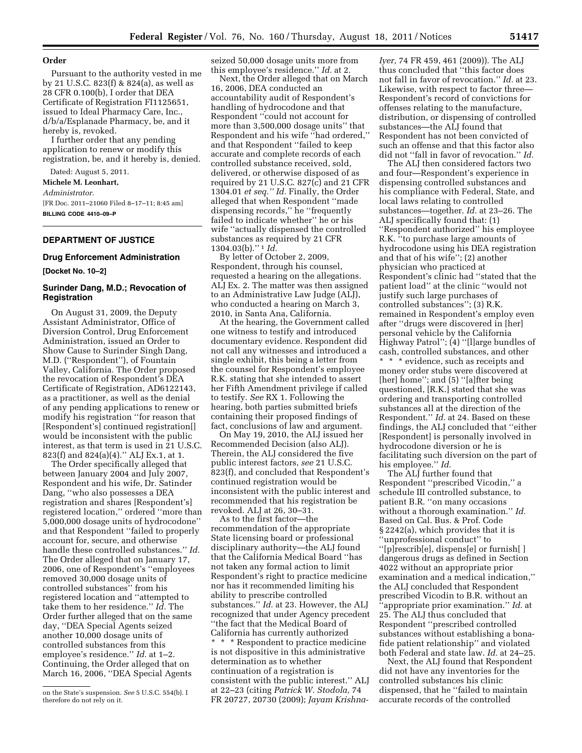## Order

Pursuant to the authority vested in me by 21 U.S.C. 823(f) & 824(a), as well as 28 CFR 0.100(b), I order that DEA Certificate of Registration FI1125651, issued to Ideal Pharmacy Care, Inc., d/b/a/Esplanade Pharmacy, be, and it hereby is, revoked.

I further order that any pending application to renew or modify this registration, be, and it hereby is, denied.

Dated: August 5, 2011.

**Michele M. Leonhart,**

*Administrator.*

[FR Doc. 2011–21060 Filed 8–17–11; 8:45 am]

**BILLING CODE 4410–09–P**

## DEPARTMENT OF JUSTICE

### Drug Enforcement Administration

**[Docket No. 10–2]**

### Surinder Dang, M.D.; Revocation of Registration

On August 31, 2009, the Deputy Assistant Administrator, Office of Diversion Control, Drug Enforcement Administration, issued an Order to Show Cause to Surinder Singh Dang, M.D. (''Respondent''), of Fountain Valley, California. The Order proposed the revocation of Respondent's DEA Certificate of Registration, AD6122143, as a practitioner, as well as the denial of any pending applications to renew or modify his registration ''for reason that [Respondent's] continued registration[] would be inconsistent with the public interest, as that term is used in 21 U.S.C. 823(f) and 824(a)(4).'' ALJ Ex.1, at 1.

The Order specifically alleged that between January 2004 and July 2007, Respondent and his wife, Dr. Satinder Dang, ''who also possesses a DEA registration and shares [Respondent's] registered location,'' ordered ''more than 5,000,000 dosage units of hydrocodone'' and that Respondent ''failed to properly account for, secure, and otherwise handle these controlled substances.'' *Id.* The Order alleged that on January 17, 2006, one of Respondent's ''employees removed 30,000 dosage units of controlled substances'' from his registered location and ''attempted to take them to her residence.'' *Id.* The Order further alleged that on the same day, ''DEA Special Agents seized another 10,000 dosage units of controlled substances from this employee's residence.'' *Id.* at 1–2. Continuing, the Order alleged that on March 16, 2006, ''DEA Special Agents seized 50,000 dosage units more from this employee's residence.'' *Id.* at 2.

Next, the Order alleged that on March 16, 2006, DEA conducted an accountability audit of Respondent's handling of hydrocodone and that Respondent ''could not account for more than 3,500,000 dosage units'' that Respondent and his wife ''had ordered,'' and that Respondent ''failed to keep accurate and complete records of each controlled substance received, sold, delivered, or otherwise disposed of as required by 21 U.S.C. 827(c) and 21 CFR 1304.01 *et seq.*'' *Id.* Finally, the Order alleged that when Respondent ''made dispensing records,'' he ''frequently failed to indicate whether'' he or his wife ''actually dispensed the controlled substances as required by 21 CFR 1304.03(b).'' [1] *Id.*

By letter of October 2, 2009, Respondent, through his counsel, requested a hearing on the allegations. ALJ Ex. 2. The matter was then assigned to an Administrative Law Judge (ALJ), who conducted a hearing on March 3, 2010, in Santa Ana, California.

At the hearing, the Government called one witness to testify and introduced documentary evidence. Respondent did not call any witnesses and introduced a single exhibit, this being a letter from the counsel for Respondent's employee R.K. stating that she intended to assert her Fifth Amendment privilege if called to testify. *See* RX 1. Following the hearing, both parties submitted briefs containing their proposed findings of fact, conclusions of law and argument.

On May 19, 2010, the ALJ issued her Recommended Decision (also ALJ). Therein, the ALJ considered the five public interest factors, *see* 21 U.S.C. 823(f), and concluded that Respondent's continued registration would be inconsistent with the public interest and recommended that his registration be revoked. ALJ at 26, 30–31.

As to the first factor—the recommendation of the appropriate State licensing board or professional disciplinary authority—the ALJ found that the California Medical Board ''has not taken any formal action to limit Respondent's right to practice medicine nor has it recommended limiting his ability to prescribe controlled substances.'' *Id.* at 23. However, the ALJ recognized that under Agency precedent ''the fact that the Medical Board of California has currently authorized * * * Respondent to practice medicine is not dispositive in this administrative determination as to whether continuation of a registration is consistent with the public interest.'' ALJ at 22–23 (citing *Patrick W. Stodola,* 74 FR 20727, 20730 (2009); *Jayam Krishna-Iyer,* 74 FR 459, 461 (2009)). The ALJ thus concluded that ''this factor does not fall in favor of revocation.'' *Id.* at 23. Likewise, with respect to factor three—Respondent's record of convictions for offenses relating to the manufacture, distribution, or dispensing of controlled substances—the ALJ found that Respondent has not been convicted of such an offense and that this factor also did not ''fall in favor of revocation.'' *Id.*

The ALJ then considered factors two and four—Respondent's experience in dispensing controlled substances and his compliance with Federal, State, and local laws relating to controlled substances—together. *Id.* at 23–26. The ALJ specifically found that: (1) ''Respondent authorized'' his employee R.K. ''to purchase large amounts of hydrocodone using his DEA registration and that of his wife''; (2) another physician who practiced at Respondent's clinic had ''stated that the patient load'' at the clinic ''would not justify such large purchases of controlled substances''; (3) R.K. remained in Respondent's employ even after ''drugs were discovered in [her] personal vehicle by the California Highway Patrol''; (4) ''[l]arge bundles of cash, controlled substances, and other * * * evidence, such as receipts and money order stubs were discovered at [her] home''; and (5) ''[a]fter being questioned, [R.K.] stated that she was ordering and transporting controlled substances all at the direction of the Respondent.'' *Id.* at 24. Based on these findings, the ALJ concluded that ''either [Respondent] is personally involved in hydrocodone diversion or he is facilitating such diversion on the part of his employee.'' *Id.*

The ALJ further found that Respondent ''prescribed Vicodin,'' a schedule III controlled substance, to patient B.R. ''on many occasions without a thorough examination.'' *Id.* Based on Cal. Bus. & Prof. Code § 2242(a), which provides that it is ''unprofessional conduct'' to ''[p]rescrib[e], dispens[e] or furnish[ ] dangerous drugs as defined in Section 4022 without an appropriate prior examination and a medical indication,'' the ALJ concluded that Respondent prescribed Vicodin to B.R. without an ''appropriate prior examination.'' *Id.* at 25. The ALJ thus concluded that Respondent ''prescribed controlled substances without establishing a bona-fide patient relationship'' and violated both Federal and state law. *Id.* at 24–25.

Next, the ALJ found that Respondent did not have any inventories for the controlled substances his clinic dispensed, that he ''failed to maintain accurate records of the controlled

---

on the State's suspension. *See* 5 U.S.C. 554(b). I therefore do not rely on it.